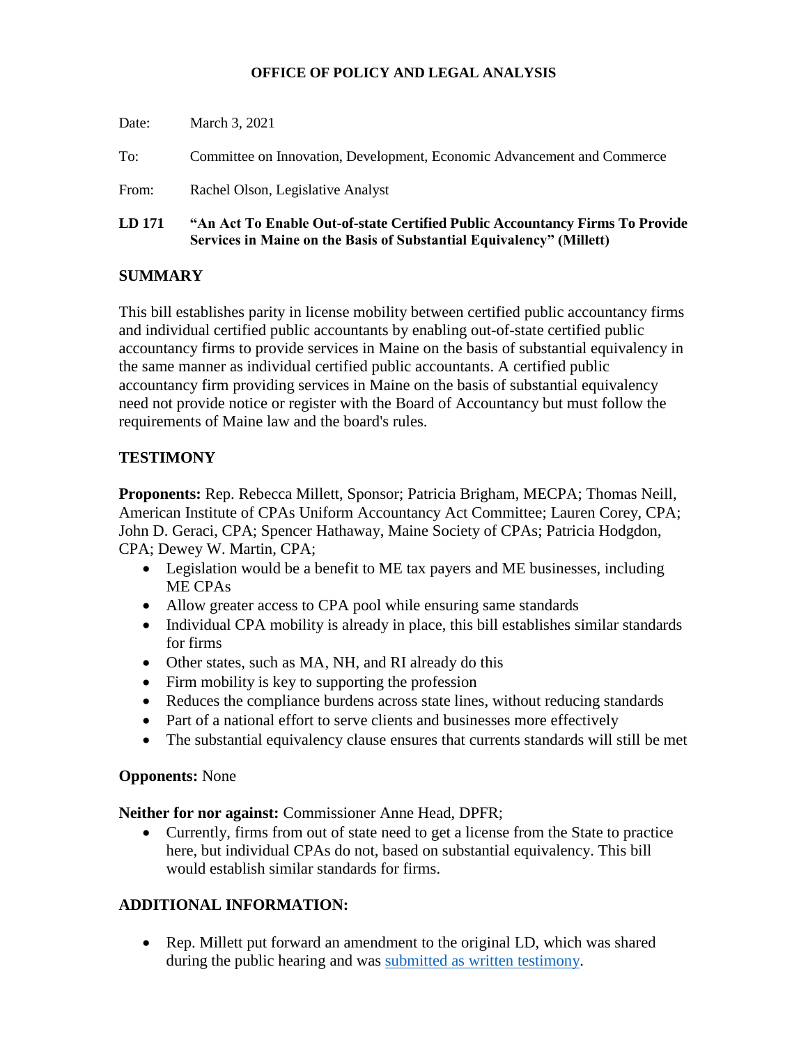**OFFICE OF POLICY AND LEGAL ANALYSIS**

Date: March 3, 2021

To: Committee on Innovation, Development, Economic Advancement and Commerce

From: Rachel Olson, Legislative Analyst

**LD 171 "An Act To Enable Out-of-state Certified Public Accountancy Firms To Provide Services in Maine on the Basis of Substantial Equivalency" (Millett)**

## SUMMARY

This bill establishes parity in license mobility between certified public accountancy firms and individual certified public accountants by enabling out-of-state certified public accountancy firms to provide services in Maine on the basis of substantial equivalency in the same manner as individual certified public accountants. A certified public accountancy firm providing services in Maine on the basis of substantial equivalency need not provide notice or register with the Board of Accountancy but must follow the requirements of Maine law and the board's rules.

## TESTIMONY

**Proponents:** Rep. Rebecca Millett, Sponsor; Patricia Brigham, MECPA; Thomas Neill, American Institute of CPAs Uniform Accountancy Act Committee; Lauren Corey, CPA; John D. Geraci, CPA; Spencer Hathaway, Maine Society of CPAs; Patricia Hodgdon, CPA; Dewey W. Martin, CPA;

- Legislation would be a benefit to ME tax payers and ME businesses, including ME CPAs
- Allow greater access to CPA pool while ensuring same standards
- Individual CPA mobility is already in place, this bill establishes similar standards for firms
- Other states, such as MA, NH, and RI already do this
- Firm mobility is key to supporting the profession
- Reduces the compliance burdens across state lines, without reducing standards
- Part of a national effort to serve clients and businesses more effectively
- The substantial equivalency clause ensures that currents standards will still be met

**Opponents:** None

**Neither for nor against:** Commissioner Anne Head, DPFR;

- Currently, firms from out of state need to get a license from the State to practice here, but individual CPAs do not, based on substantial equivalency. This bill would establish similar standards for firms.

## ADDITIONAL INFORMATION:

- Rep. Millett put forward an amendment to the original LD, which was shared during the public hearing and was submitted as written testimony.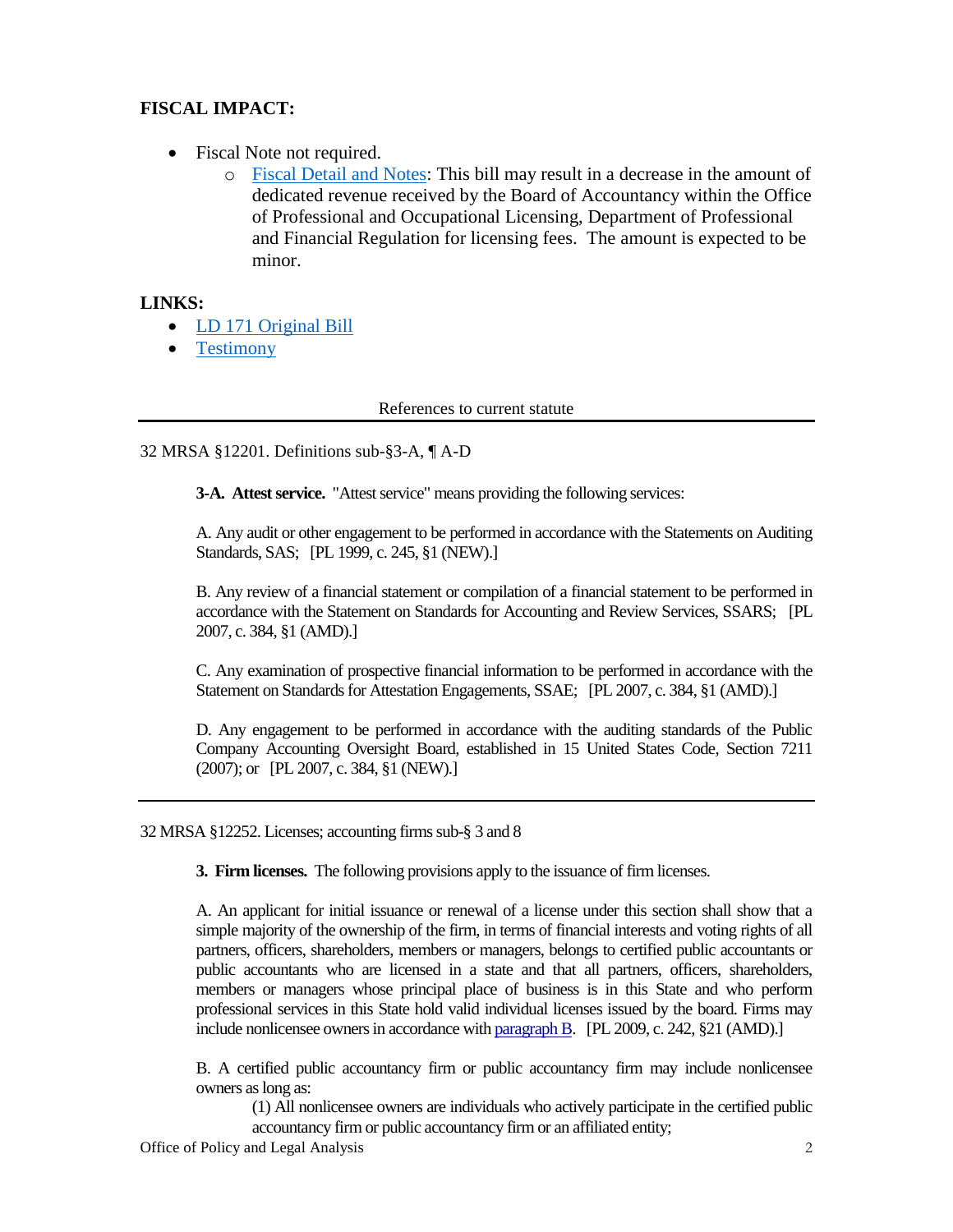## FISCAL IMPACT:

- Fiscal Note not required.
    - Fiscal Detail and Notes: This bill may result in a decrease in the amount of dedicated revenue received by the Board of Accountancy within the Office of Professional and Occupational Licensing, Department of Professional and Financial Regulation for licensing fees. The amount is expected to be minor.

## LINKS:

- LD 171 Original Bill
- Testimony

References to current statute

---

32 MRSA §12201. Definitions sub-§3-A, ¶ A-D

**3-A. Attest service.** "Attest service" means providing the following services:

A. Any audit or other engagement to be performed in accordance with the Statements on Auditing Standards, SAS; [PL 1999, c. 245, §1 (NEW).]

B. Any review of a financial statement or compilation of a financial statement to be performed in accordance with the Statement on Standards for Accounting and Review Services, SSARS; [PL 2007, c. 384, §1 (AMD).]

C. Any examination of prospective financial information to be performed in accordance with the Statement on Standards for Attestation Engagements, SSAE; [PL 2007, c. 384, §1 (AMD).]

D. Any engagement to be performed in accordance with the auditing standards of the Public Company Accounting Oversight Board, established in 15 United States Code, Section 7211 (2007); or [PL 2007, c. 384, §1 (NEW).]

---

32 MRSA §12252. Licenses; accounting firms sub-§ 3 and 8

**3. Firm licenses.** The following provisions apply to the issuance of firm licenses.

A. An applicant for initial issuance or renewal of a license under this section shall show that a simple majority of the ownership of the firm, in terms of financial interests and voting rights of all partners, officers, shareholders, members or managers, belongs to certified public accountants or public accountants who are licensed in a state and that all partners, officers, shareholders, members or managers whose principal place of business is in this State and who perform professional services in this State hold valid individual licenses issued by the board. Firms may include nonlicensee owners in accordance with paragraph B. [PL 2009, c. 242, §21 (AMD).]

B. A certified public accountancy firm or public accountancy firm may include nonlicensee owners as long as:

(1) All nonlicensee owners are individuals who actively participate in the certified public accountancy firm or public accountancy firm or an affiliated entity;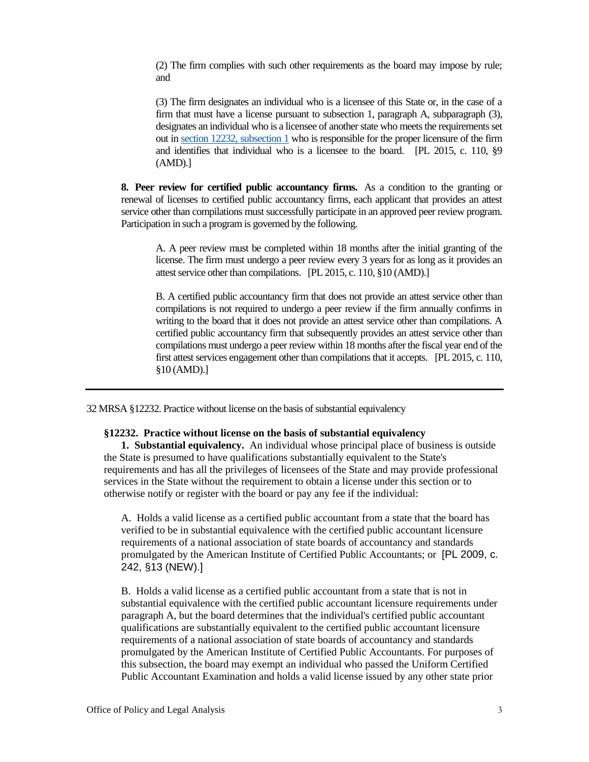(2) The firm complies with such other requirements as the board may impose by rule; and

(3) The firm designates an individual who is a licensee of this State or, in the case of a firm that must have a license pursuant to subsection 1, paragraph A, subparagraph (3), designates an individual who is a licensee of another state who meets the requirements set out in section 12232, subsection 1 who is responsible for the proper licensure of the firm and identifies that individual who is a licensee to the board. [PL 2015, c. 110, §9 (AMD).]

**8. Peer review for certified public accountancy firms.** As a condition to the granting or renewal of licenses to certified public accountancy firms, each applicant that provides an attest service other than compilations must successfully participate in an approved peer review program. Participation in such a program is governed by the following.

A. A peer review must be completed within 18 months after the initial granting of the license. The firm must undergo a peer review every 3 years for as long as it provides an attest service other than compilations. [PL 2015, c. 110, §10 (AMD).]

B. A certified public accountancy firm that does not provide an attest service other than compilations is not required to undergo a peer review if the firm annually confirms in writing to the board that it does not provide an attest service other than compilations. A certified public accountancy firm that subsequently provides an attest service other than compilations must undergo a peer review within 18 months after the fiscal year end of the first attest services engagement other than compilations that it accepts. [PL 2015, c. 110, §10 (AMD).]

---

32 MRSA §12232. Practice without license on the basis of substantial equivalency

**§12232. Practice without license on the basis of substantial equivalency**

**1. Substantial equivalency.** An individual whose principal place of business is outside the State is presumed to have qualifications substantially equivalent to the State's requirements and has all the privileges of licensees of the State and may provide professional services in the State without the requirement to obtain a license under this section or to otherwise notify or register with the board or pay any fee if the individual:

A. Holds a valid license as a certified public accountant from a state that the board has verified to be in substantial equivalence with the certified public accountant licensure requirements of a national association of state boards of accountancy and standards promulgated by the American Institute of Certified Public Accountants; or [PL 2009, c. 242, §13 (NEW).]

B. Holds a valid license as a certified public accountant from a state that is not in substantial equivalence with the certified public accountant licensure requirements under paragraph A, but the board determines that the individual's certified public accountant qualifications are substantially equivalent to the certified public accountant licensure requirements of a national association of state boards of accountancy and standards promulgated by the American Institute of Certified Public Accountants. For purposes of this subsection, the board may exempt an individual who passed the Uniform Certified Public Accountant Examination and holds a valid license issued by any other state prior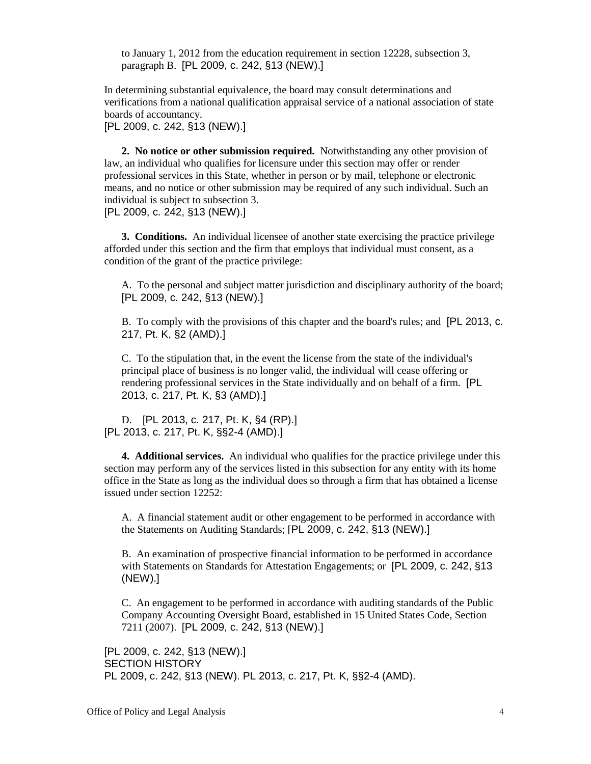to January 1, 2012 from the education requirement in section 12228, subsection 3, paragraph B. [PL 2009, c. 242, §13 (NEW).]

In determining substantial equivalence, the board may consult determinations and verifications from a national qualification appraisal service of a national association of state boards of accountancy.
[PL 2009, c. 242, §13 (NEW).]

**2. No notice or other submission required.** Notwithstanding any other provision of law, an individual who qualifies for licensure under this section may offer or render professional services in this State, whether in person or by mail, telephone or electronic means, and no notice or other submission may be required of any such individual. Such an individual is subject to subsection 3.
[PL 2009, c. 242, §13 (NEW).]

**3. Conditions.** An individual licensee of another state exercising the practice privilege afforded under this section and the firm that employs that individual must consent, as a condition of the grant of the practice privilege:

A. To the personal and subject matter jurisdiction and disciplinary authority of the board; [PL 2009, c. 242, §13 (NEW).]

B. To comply with the provisions of this chapter and the board's rules; and [PL 2013, c. 217, Pt. K, §2 (AMD).]

C. To the stipulation that, in the event the license from the state of the individual's principal place of business is no longer valid, the individual will cease offering or rendering professional services in the State individually and on behalf of a firm. [PL 2013, c. 217, Pt. K, §3 (AMD).]

D. [PL 2013, c. 217, Pt. K, §4 (RP).]
[PL 2013, c. 217, Pt. K, §§2-4 (AMD).]

**4. Additional services.** An individual who qualifies for the practice privilege under this section may perform any of the services listed in this subsection for any entity with its home office in the State as long as the individual does so through a firm that has obtained a license issued under section 12252:

A. A financial statement audit or other engagement to be performed in accordance with the Statements on Auditing Standards; [PL 2009, c. 242, §13 (NEW).]

B. An examination of prospective financial information to be performed in accordance with Statements on Standards for Attestation Engagements; or [PL 2009, c. 242, §13 (NEW).]

C. An engagement to be performed in accordance with auditing standards of the Public Company Accounting Oversight Board, established in 15 United States Code, Section 7211 (2007). [PL 2009, c. 242, §13 (NEW).]

[PL 2009, c. 242, §13 (NEW).]
SECTION HISTORY
PL 2009, c. 242, §13 (NEW). PL 2013, c. 217, Pt. K, §§2-4 (AMD).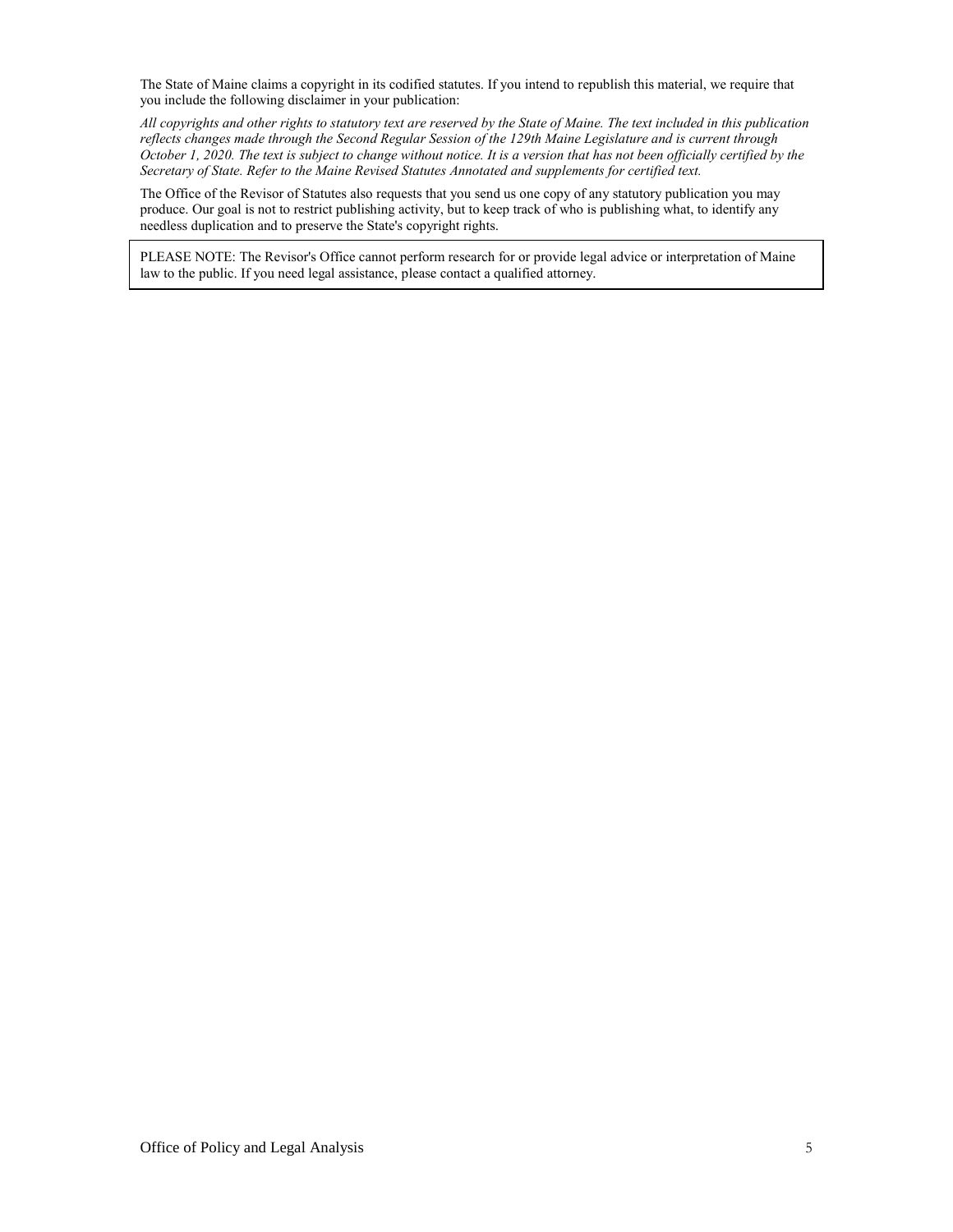The State of Maine claims a copyright in its codified statutes. If you intend to republish this material, we require that you include the following disclaimer in your publication:

*All copyrights and other rights to statutory text are reserved by the State of Maine. The text included in this publication reflects changes made through the Second Regular Session of the 129th Maine Legislature and is current through October 1, 2020. The text is subject to change without notice. It is a version that has not been officially certified by the Secretary of State. Refer to the Maine Revised Statutes Annotated and supplements for certified text.*

The Office of the Revisor of Statutes also requests that you send us one copy of any statutory publication you may produce. Our goal is not to restrict publishing activity, but to keep track of who is publishing what, to identify any needless duplication and to preserve the State's copyright rights.

PLEASE NOTE: The Revisor's Office cannot perform research for or provide legal advice or interpretation of Maine law to the public. If you need legal assistance, please contact a qualified attorney.